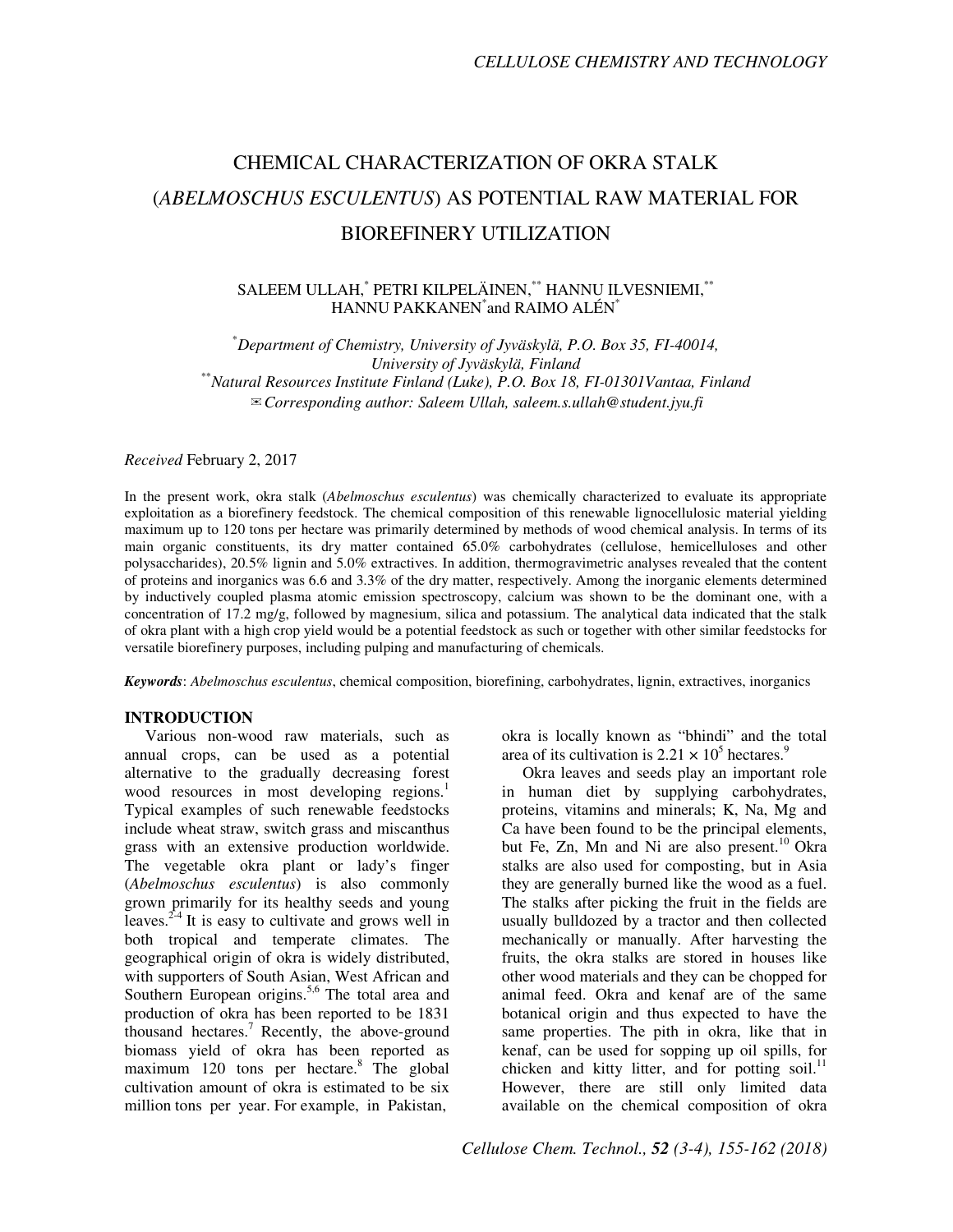# CHEMICAL CHARACTERIZATION OF OKRA STALK (*ABELMOSCHUS ESCULENTUS*) AS POTENTIAL RAW MATERIAL FOR BIOREFINERY UTILIZATION

SALEEM ULLAH,[*] PETRI KILPELÄINEN,[**] HANNU ILVESNIEMI,[**] HANNU PAKKANEN[*] and RAIMO ALÉN[*]

[*]*Department of Chemistry, University of Jyväskylä, P.O. Box 35, FI-40014, University of Jyväskylä, Finland*
[**]*Natural Resources Institute Finland (Luke), P.O. Box 18, FI-01301Vantaa, Finland*
✉*Corresponding author: Saleem Ullah, saleem.s.ullah@student.jyu.fi*

*Received* February 2, 2017

In the present work, okra stalk (*Abelmoschus esculentus*) was chemically characterized to evaluate its appropriate exploitation as a biorefinery feedstock. The chemical composition of this renewable lignocellulosic material yielding maximum up to 120 tons per hectare was primarily determined by methods of wood chemical analysis. In terms of its main organic constituents, its dry matter contained 65.0% carbohydrates (cellulose, hemicelluloses and other polysaccharides), 20.5% lignin and 5.0% extractives. In addition, thermogravimetric analyses revealed that the content of proteins and inorganics was 6.6 and 3.3% of the dry matter, respectively. Among the inorganic elements determined by inductively coupled plasma atomic emission spectroscopy, calcium was shown to be the dominant one, with a concentration of 17.2 mg/g, followed by magnesium, silica and potassium. The analytical data indicated that the stalk of okra plant with a high crop yield would be a potential feedstock as such or together with other similar feedstocks for versatile biorefinery purposes, including pulping and manufacturing of chemicals.

***Keywords***: *Abelmoschus esculentus*, chemical composition, biorefining, carbohydrates, lignin, extractives, inorganics

## INTRODUCTION

Various non-wood raw materials, such as annual crops, can be used as a potential alternative to the gradually decreasing forest wood resources in most developing regions.[1] Typical examples of such renewable feedstocks include wheat straw, switch grass and miscanthus grass with an extensive production worldwide. The vegetable okra plant or lady's finger (*Abelmoschus esculentus*) is also commonly grown primarily for its healthy seeds and young leaves.[2-4] It is easy to cultivate and grows well in both tropical and temperate climates. The geographical origin of okra is widely distributed, with supporters of South Asian, West African and Southern European origins.[5,6] The total area and production of okra has been reported to be 1831 thousand hectares.[7] Recently, the above-ground biomass yield of okra has been reported as maximum 120 tons per hectare.[8] The global cultivation amount of okra is estimated to be six million tons per year. For example, in Pakistan, okra is locally known as "bhindi" and the total area of its cultivation is $2.21 \times 10^5$ hectares.[9]

Okra leaves and seeds play an important role in human diet by supplying carbohydrates, proteins, vitamins and minerals; K, Na, Mg and Ca have been found to be the principal elements, but Fe, Zn, Mn and Ni are also present.[10] Okra stalks are also used for composting, but in Asia they are generally burned like the wood as a fuel. The stalks after picking the fruit in the fields are usually bulldozed by a tractor and then collected mechanically or manually. After harvesting the fruits, the okra stalks are stored in houses like other wood materials and they can be chopped for animal feed. Okra and kenaf are of the same botanical origin and thus expected to have the same properties. The pith in okra, like that in kenaf, can be used for sopping up oil spills, for chicken and kitty litter, and for potting soil.[11] However, there are still only limited data available on the chemical composition of okra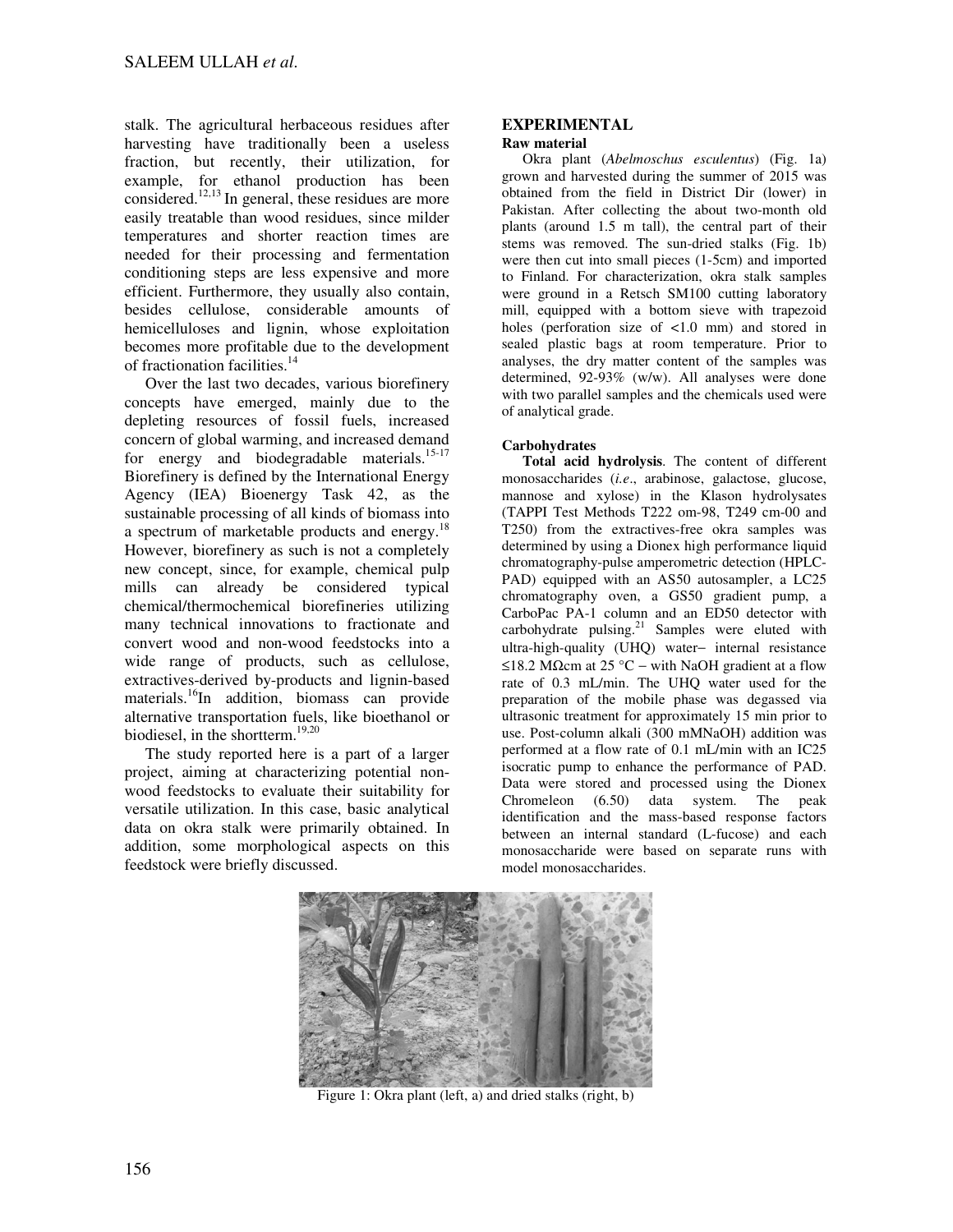stalk. The agricultural herbaceous residues after harvesting have traditionally been a useless fraction, but recently, their utilization, for example, for ethanol production has been considered.[12,13] In general, these residues are more easily treatable than wood residues, since milder temperatures and shorter reaction times are needed for their processing and fermentation conditioning steps are less expensive and more efficient. Furthermore, they usually also contain, besides cellulose, considerable amounts of hemicelluloses and lignin, whose exploitation becomes more profitable due to the development of fractionation facilities.[14]

Over the last two decades, various biorefinery concepts have emerged, mainly due to the depleting resources of fossil fuels, increased concern of global warming, and increased demand for energy and biodegradable materials.[15-17] Biorefinery is defined by the International Energy Agency (IEA) Bioenergy Task 42, as the sustainable processing of all kinds of biomass into a spectrum of marketable products and energy.[18] However, biorefinery as such is not a completely new concept, since, for example, chemical pulp mills can already be considered typical chemical/thermochemical biorefineries utilizing many technical innovations to fractionate and convert wood and non-wood feedstocks into a wide range of products, such as cellulose, extractives-derived by-products and lignin-based materials.[16]In addition, biomass can provide alternative transportation fuels, like bioethanol or biodiesel, in the shortterm.[19,20]

The study reported here is a part of a larger project, aiming at characterizing potential non-wood feedstocks to evaluate their suitability for versatile utilization. In this case, basic analytical data on okra stalk were primarily obtained. In addition, some morphological aspects on this feedstock were briefly discussed.

## EXPERIMENTAL

### Raw material

Okra plant (*Abelmoschus esculentus*) (Fig. 1a) grown and harvested during the summer of 2015 was obtained from the field in District Dir (lower) in Pakistan. After collecting the about two-month old plants (around 1.5 m tall), the central part of their stems was removed. The sun-dried stalks (Fig. 1b) were then cut into small pieces (1-5cm) and imported to Finland. For characterization, okra stalk samples were ground in a Retsch SM100 cutting laboratory mill, equipped with a bottom sieve with trapezoid holes (perforation size of <1.0 mm) and stored in sealed plastic bags at room temperature. Prior to analyses, the dry matter content of the samples was determined, 92-93% (w/w). All analyses were done with two parallel samples and the chemicals used were of analytical grade.

### Carbohydrates

**Total acid hydrolysis**. The content of different monosaccharides (*i.e*., arabinose, galactose, glucose, mannose and xylose) in the Klason hydrolysates (TAPPI Test Methods T222 om-98, T249 cm-00 and T250) from the extractives-free okra samples was determined by using a Dionex high performance liquid chromatography-pulse amperometric detection (HPLC-PAD) equipped with an AS50 autosampler, a LC25 chromatography oven, a GS50 gradient pump, a CarboPac PA-1 column and an ED50 detector with carbohydrate pulsing.[21] Samples were eluted with ultra-high-quality (UHQ) water− internal resistance ≤18.2 MΩcm at 25 °C − with NaOH gradient at a flow rate of 0.3 mL/min. The UHQ water used for the preparation of the mobile phase was degassed via ultrasonic treatment for approximately 15 min prior to use. Post-column alkali (300 mMNaOH) addition was performed at a flow rate of 0.1 mL/min with an IC25 isocratic pump to enhance the performance of PAD. Data were stored and processed using the Dionex Chromeleon (6.50) data system. The peak identification and the mass-based response factors between an internal standard (L-fucose) and each monosaccharide were based on separate runs with model monosaccharides.

Figure 1: Okra plant (left, a) and dried stalks (right, b)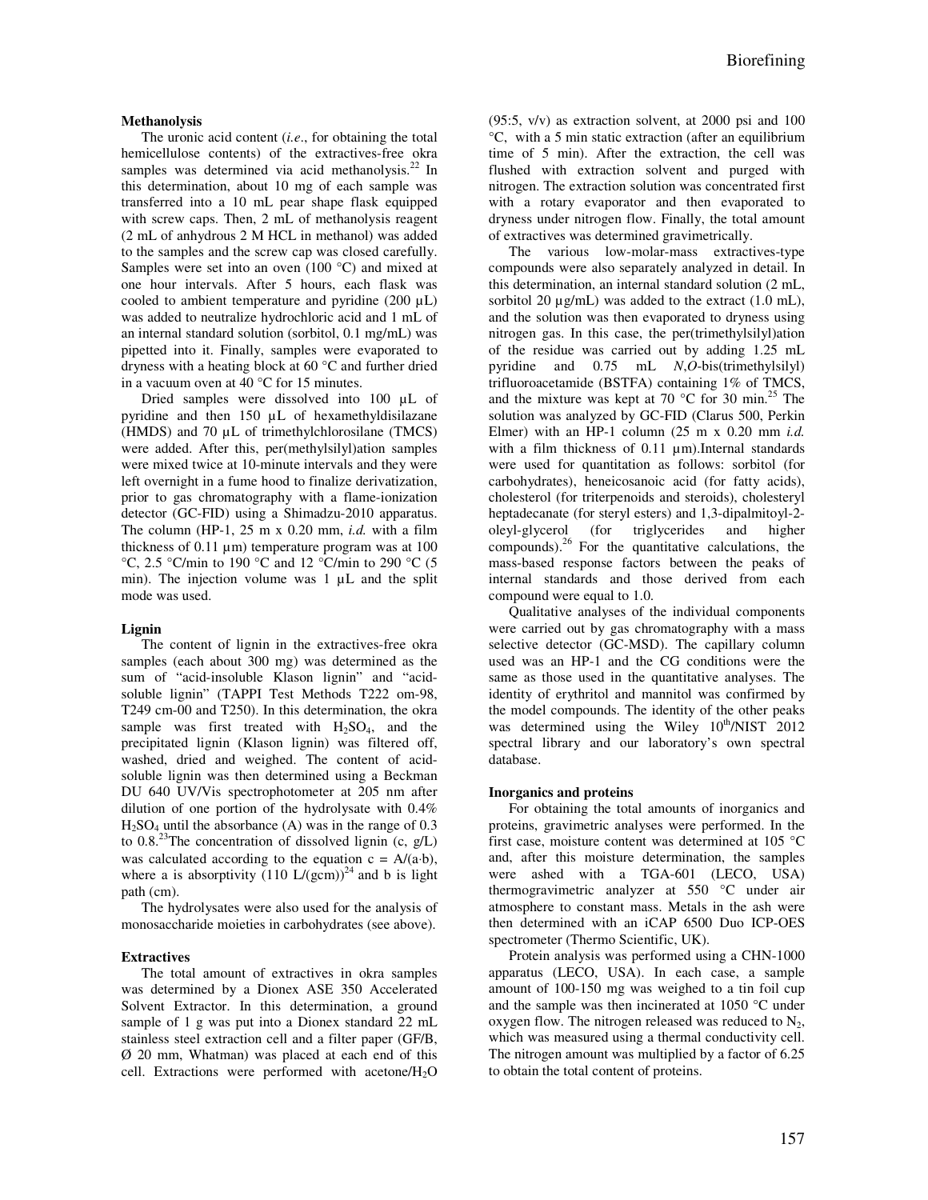**Methanolysis**

The uronic acid content (*i.e*., for obtaining the total hemicellulose contents) of the extractives-free okra samples was determined via acid methanolysis.[22] In this determination, about 10 mg of each sample was transferred into a 10 mL pear shape flask equipped with screw caps. Then, 2 mL of methanolysis reagent (2 mL of anhydrous 2 M HCL in methanol) was added to the samples and the screw cap was closed carefully. Samples were set into an oven (100 °C) and mixed at one hour intervals. After 5 hours, each flask was cooled to ambient temperature and pyridine (200 µL) was added to neutralize hydrochloric acid and 1 mL of an internal standard solution (sorbitol, 0.1 mg/mL) was pipetted into it. Finally, samples were evaporated to dryness with a heating block at 60 °C and further dried in a vacuum oven at 40 °C for 15 minutes.

Dried samples were dissolved into 100 µL of pyridine and then 150 µL of hexamethyldisilazane (HMDS) and 70 µL of trimethylchlorosilane (TMCS) were added. After this, per(methylsilyl)ation samples were mixed twice at 10-minute intervals and they were left overnight in a fume hood to finalize derivatization, prior to gas chromatography with a flame-ionization detector (GC-FID) using a Shimadzu-2010 apparatus. The column (HP-1, 25 m x 0.20 mm, *i.d.* with a film thickness of 0.11 µm) temperature program was at 100 °C, 2.5 °C/min to 190 °C and 12 °C/min to 290 °C (5 min). The injection volume was 1 µL and the split mode was used.

**Lignin**

The content of lignin in the extractives-free okra samples (each about 300 mg) was determined as the sum of "acid-insoluble Klason lignin" and "acid-soluble lignin" (TAPPI Test Methods T222 om-98, T249 cm-00 and T250). In this determination, the okra sample was first treated with $H_2SO_4$, and the precipitated lignin (Klason lignin) was filtered off, washed, dried and weighed. The content of acid-soluble lignin was then determined using a Beckman DU 640 UV/Vis spectrophotometer at 205 nm after dilution of one portion of the hydrolysate with 0.4% $H_2SO_4$ until the absorbance (A) was in the range of 0.3 to 0.8.[23] The concentration of dissolved lignin (c, g/L) was calculated according to the equation $c = A/(a \cdot b)$, where a is absorptivity (110 L/(gcm))[24] and b is light path (cm).

The hydrolysates were also used for the analysis of monosaccharide moieties in carbohydrates (see above).

**Extractives**

The total amount of extractives in okra samples was determined by a Dionex ASE 350 Accelerated Solvent Extractor. In this determination, a ground sample of 1 g was put into a Dionex standard 22 mL stainless steel extraction cell and a filter paper (GF/B, Ø 20 mm, Whatman) was placed at each end of this cell. Extractions were performed with acetone/$H_2O$ (95:5, v/v) as extraction solvent, at 2000 psi and 100 °C, with a 5 min static extraction (after an equilibrium time of 5 min). After the extraction, the cell was flushed with extraction solvent and purged with nitrogen. The extraction solution was concentrated first with a rotary evaporator and then evaporated to dryness under nitrogen flow. Finally, the total amount of extractives was determined gravimetrically.

The various low-molar-mass extractives-type compounds were also separately analyzed in detail. In this determination, an internal standard solution (2 mL, sorbitol 20 µg/mL) was added to the extract (1.0 mL), and the solution was then evaporated to dryness using nitrogen gas. In this case, the per(trimethylsilyl)ation of the residue was carried out by adding 1.25 mL pyridine and 0.75 mL *N*,*O*-bis(trimethylsilyl) trifluoroacetamide (BSTFA) containing 1% of TMCS, and the mixture was kept at 70 °C for 30 min.[25] The solution was analyzed by GC-FID (Clarus 500, Perkin Elmer) with an HP-1 column (25 m x 0.20 mm *i.d.* with a film thickness of 0.11 µm).Internal standards were used for quantitation as follows: sorbitol (for carbohydrates), heneicosanoic acid (for fatty acids), cholesterol (for triterpenoids and steroids), cholesteryl heptadecanate (for steryl esters) and 1,3-dipalmitoyl-2-oleyl-glycerol (for triglycerides and higher compounds).[26] For the quantitative calculations, the mass-based response factors between the peaks of internal standards and those derived from each compound were equal to 1.0.

Qualitative analyses of the individual components were carried out by gas chromatography with a mass selective detector (GC-MSD). The capillary column used was an HP-1 and the CG conditions were the same as those used in the quantitative analyses. The identity of erythritol and mannitol was confirmed by the model compounds. The identity of the other peaks was determined using the Wiley 10th/NIST 2012 spectral library and our laboratory's own spectral database.

**Inorganics and proteins**

For obtaining the total amounts of inorganics and proteins, gravimetric analyses were performed. In the first case, moisture content was determined at 105 °C and, after this moisture determination, the samples were ashed with a TGA-601 (LECO, USA) thermogravimetric analyzer at 550 °C under air atmosphere to constant mass. Metals in the ash were then determined with an iCAP 6500 Duo ICP-OES spectrometer (Thermo Scientific, UK).

Protein analysis was performed using a CHN-1000 apparatus (LECO, USA). In each case, a sample amount of 100-150 mg was weighed to a tin foil cup and the sample was then incinerated at 1050 °C under oxygen flow. The nitrogen released was reduced to $N_2$, which was measured using a thermal conductivity cell. The nitrogen amount was multiplied by a factor of 6.25 to obtain the total content of proteins.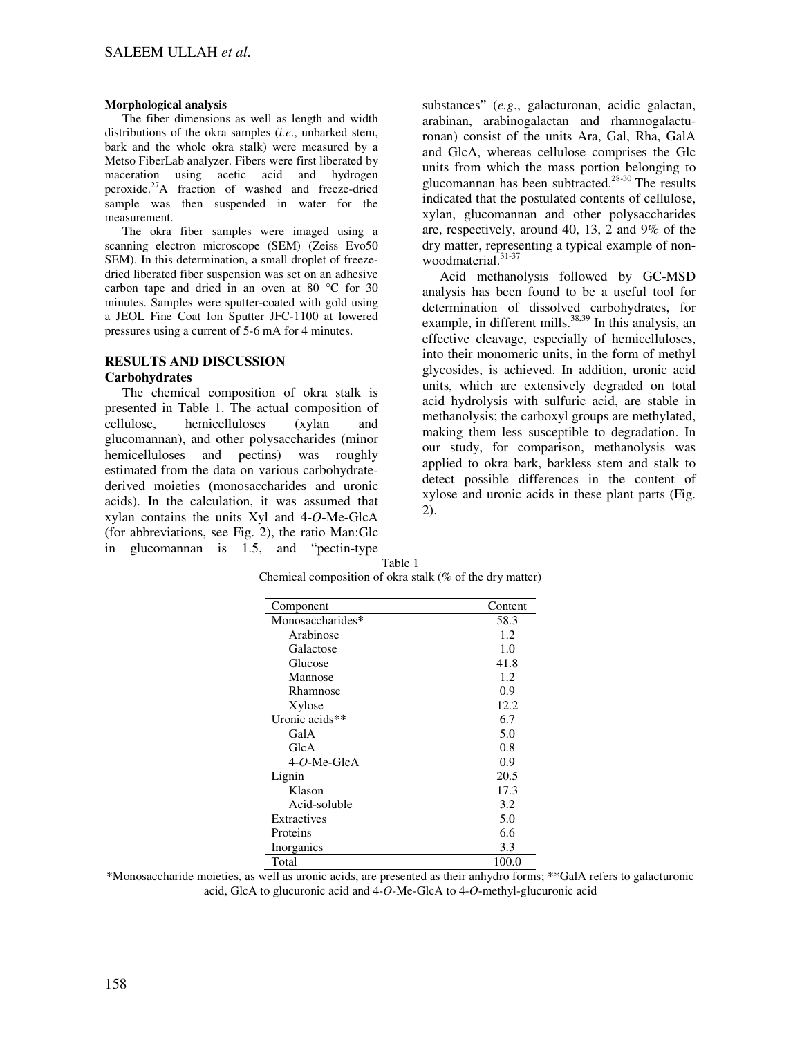**Morphological analysis**

The fiber dimensions as well as length and width distributions of the okra samples (*i.e*., unbarked stem, bark and the whole okra stalk) were measured by a Metso FiberLab analyzer. Fibers were first liberated by maceration using acetic acid and hydrogen peroxide.[27] A fraction of washed and freeze-dried sample was then suspended in water for the measurement.

The okra fiber samples were imaged using a scanning electron microscope (SEM) (Zeiss Evo50 SEM). In this determination, a small droplet of freeze-dried liberated fiber suspension was set on an adhesive carbon tape and dried in an oven at 80 °C for 30 minutes. Samples were sputter-coated with gold using a JEOL Fine Coat Ion Sputter JFC-1100 at lowered pressures using a current of 5-6 mA for 4 minutes.

## RESULTS AND DISCUSSION

### Carbohydrates

The chemical composition of okra stalk is presented in Table 1. The actual composition of cellulose, hemicelluloses (xylan and glucomannan), and other polysaccharides (minor hemicelluloses and pectins) was roughly estimated from the data on various carbohydrate-derived moieties (monosaccharides and uronic acids). In the calculation, it was assumed that xylan contains the units Xyl and 4-*O*-Me-GlcA (for abbreviations, see Fig. 2), the ratio Man:Glc in glucomannan is 1.5, and "pectin-type substances" (*e.g*., galacturonan, acidic galactan, arabinan, arabinogalactan and rhamnogalacturonan) consist of the units Ara, Gal, Rha, GalA and GlcA, whereas cellulose comprises the Glc units from which the mass portion belonging to glucomannan has been subtracted.[28-30] The results indicated that the postulated contents of cellulose, xylan, glucomannan and other polysaccharides are, respectively, around 40, 13, 2 and 9% of the dry matter, representing a typical example of non-woodmaterial.[31-37]

Acid methanolysis followed by GC-MSD analysis has been found to be a useful tool for determination of dissolved carbohydrates, for example, in different mills.[38,39] In this analysis, an effective cleavage, especially of hemicelluloses, into their monomeric units, in the form of methyl glycosides, is achieved. In addition, uronic acid units, which are extensively degraded on total acid hydrolysis with sulfuric acid, are stable in methanolysis; the carboxyl groups are methylated, making them less susceptible to degradation. In our study, for comparison, methanolysis was applied to okra bark, barkless stem and stalk to detect possible differences in the content of xylose and uronic acids in these plant parts (Fig. 2).

Table 1
Chemical composition of okra stalk (% of the dry matter)

| Component | Content |
|---|---|
| Monosaccharides* | 58.3 |
| Arabinose | 1.2 |
| Galactose | 1.0 |
| Glucose | 41.8 |
| Mannose | 1.2 |
| Rhamnose | 0.9 |
| Xylose | 12.2 |
| Uronic acids** | 6.7 |
| GalA | 5.0 |
| GlcA | 0.8 |
| 4-*O*-Me-GlcA | 0.9 |
| Lignin | 20.5 |
| Klason | 17.3 |
| Acid-soluble | 3.2 |
| Extractives | 5.0 |
| Proteins | 6.6 |
| Inorganics | 3.3 |
| Total | 100.0 |

*Monosaccharide moieties, as well as uronic acids, are presented as their anhydro forms; **GalA refers to galacturonic acid, GlcA to glucuronic acid and 4-*O*-Me-GlcA to 4-*O*-methyl-glucuronic acid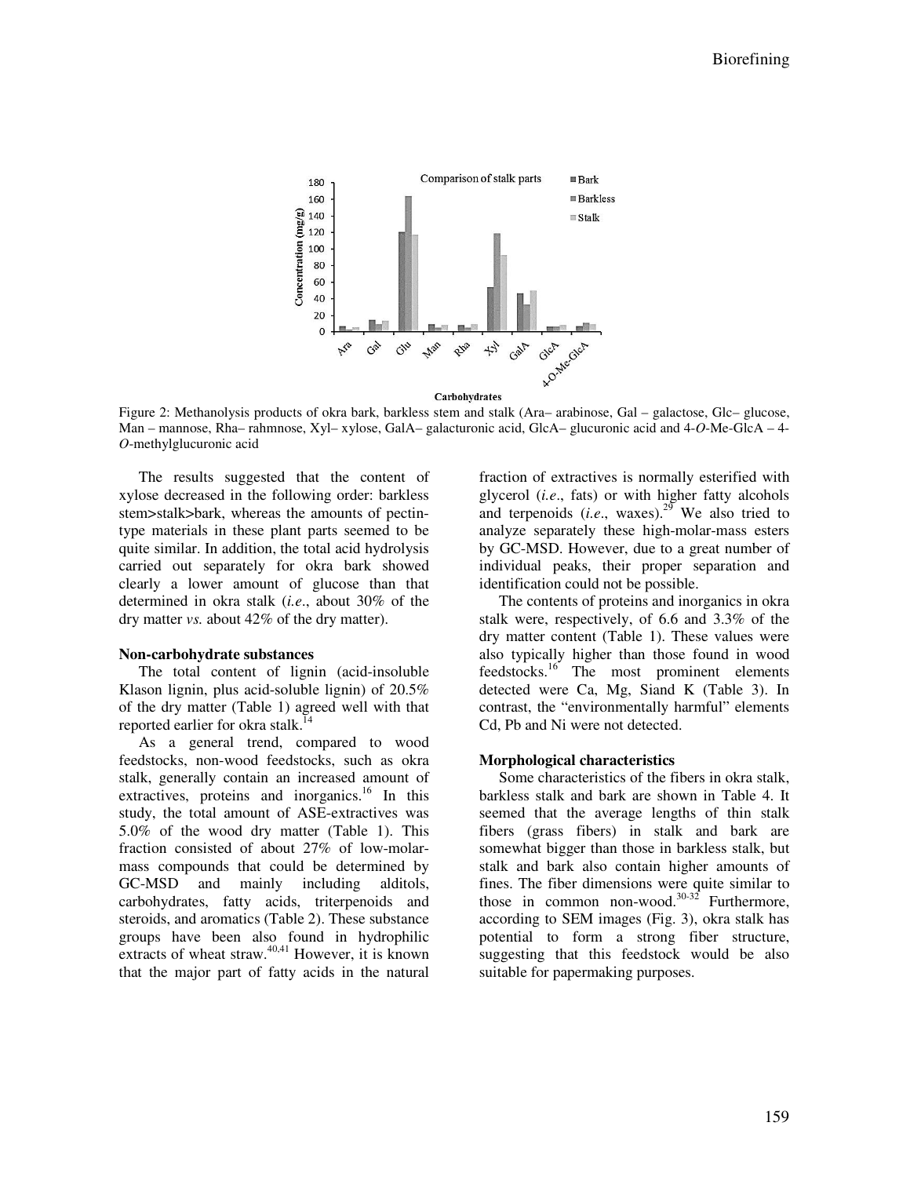Figure 2: Methanolysis products of okra bark, barkless stem and stalk (Ara– arabinose, Gal – galactose, Glc– glucose, Man – mannose, Rha– rahmnose, Xyl– xylose, GalA– galacturonic acid, GlcA– glucuronic acid and 4-*O*-Me-GlcA – 4-*O*-methylglucuronic acid

The results suggested that the content of xylose decreased in the following order: barkless stem>stalk>bark, whereas the amounts of pectin-type materials in these plant parts seemed to be quite similar. In addition, the total acid hydrolysis carried out separately for okra bark showed clearly a lower amount of glucose than that determined in okra stalk (*i.e*., about 30% of the dry matter *vs.* about 42% of the dry matter).

**Non-carbohydrate substances**

The total content of lignin (acid-insoluble Klason lignin, plus acid-soluble lignin) of 20.5% of the dry matter (Table 1) agreed well with that reported earlier for okra stalk.[14]

As a general trend, compared to wood feedstocks, non-wood feedstocks, such as okra stalk, generally contain an increased amount of extractives, proteins and inorganics.[16] In this study, the total amount of ASE-extractives was 5.0% of the wood dry matter (Table 1). This fraction consisted of about 27% of low-molar-mass compounds that could be determined by GC-MSD and mainly including alditols, carbohydrates, fatty acids, triterpenoids and steroids, and aromatics (Table 2). These substance groups have been also found in hydrophilic extracts of wheat straw.[40,41] However, it is known that the major part of fatty acids in the natural fraction of extractives is normally esterified with glycerol (*i.e*., fats) or with higher fatty alcohols and terpenoids (*i.e*., waxes).[29] We also tried to analyze separately these high-molar-mass esters by GC-MSD. However, due to a great number of individual peaks, their proper separation and identification could not be possible.

The contents of proteins and inorganics in okra stalk were, respectively, of 6.6 and 3.3% of the dry matter content (Table 1). These values were also typically higher than those found in wood feedstocks.[16] The most prominent elements detected were Ca, Mg, Siand K (Table 3). In contrast, the "environmentally harmful" elements Cd, Pb and Ni were not detected.

**Morphological characteristics**

Some characteristics of the fibers in okra stalk, barkless stalk and bark are shown in Table 4. It seemed that the average lengths of thin stalk fibers (grass fibers) in stalk and bark are somewhat bigger than those in barkless stalk, but stalk and bark also contain higher amounts of fines. The fiber dimensions were quite similar to those in common non-wood.[30-32] Furthermore, according to SEM images (Fig. 3), okra stalk has potential to form a strong fiber structure, suggesting that this feedstock would be also suitable for papermaking purposes.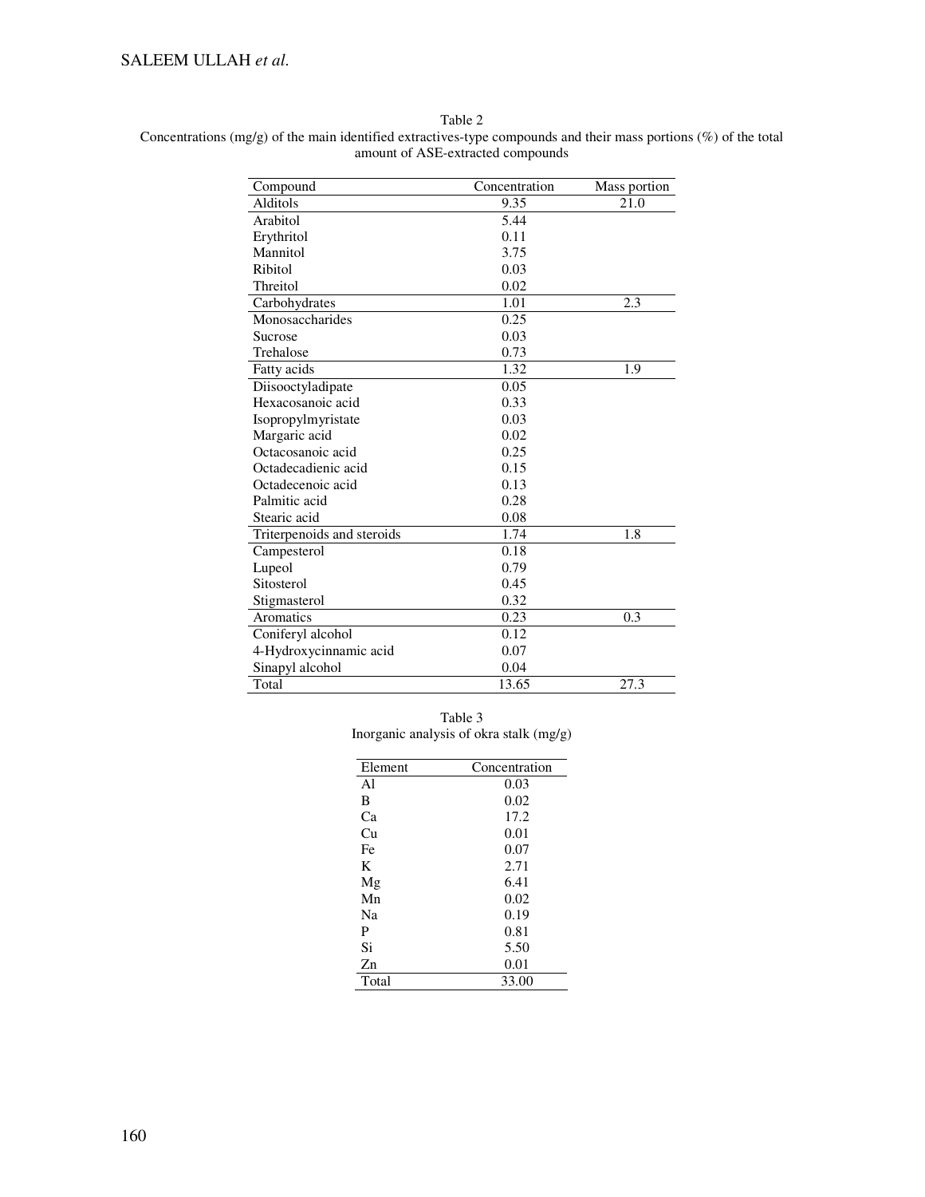Table 2
Concentrations (mg/g) of the main identified extractives-type compounds and their mass portions (%) of the total amount of ASE-extracted compounds

| Compound | Concentration | Mass portion |
|---|---|---|
| Alditols | 9.35 | 21.0 |
| Arabitol | 5.44 | |
| Erythritol | 0.11 | |
| Mannitol | 3.75 | |
| Ribitol | 0.03 | |
| Threitol | 0.02 | |
| Carbohydrates | 1.01 | 2.3 |
| Monosaccharides | 0.25 | |
| Sucrose | 0.03 | |
| Trehalose | 0.73 | |
| Fatty acids | 1.32 | 1.9 |
| Diisooctyladipate | 0.05 | |
| Hexacosanoic acid | 0.33 | |
| Isopropylmyristate | 0.03 | |
| Margaric acid | 0.02 | |
| Octacosanoic acid | 0.25 | |
| Octadecadienic acid | 0.15 | |
| Octadecenoic acid | 0.13 | |
| Palmitic acid | 0.28 | |
| Stearic acid | 0.08 | |
| Triterpenoids and steroids | 1.74 | 1.8 |
| Campesterol | 0.18 | |
| Lupeol | 0.79 | |
| Sitosterol | 0.45 | |
| Stigmasterol | 0.32 | |
| Aromatics | 0.23 | 0.3 |
| Coniferyl alcohol | 0.12 | |
| 4-Hydroxycinnamic acid | 0.07 | |
| Sinapyl alcohol | 0.04 | |
| Total | 13.65 | 27.3 |

Table 3
Inorganic analysis of okra stalk (mg/g)

| Element | Concentration |
|---|---|
| Al | 0.03 |
| B | 0.02 |
| Ca | 17.2 |
| Cu | 0.01 |
| Fe | 0.07 |
| K | 2.71 |
| Mg | 6.41 |
| Mn | 0.02 |
| Na | 0.19 |
| P | 0.81 |
| Si | 5.50 |
| Zn | 0.01 |
| Total | 33.00 |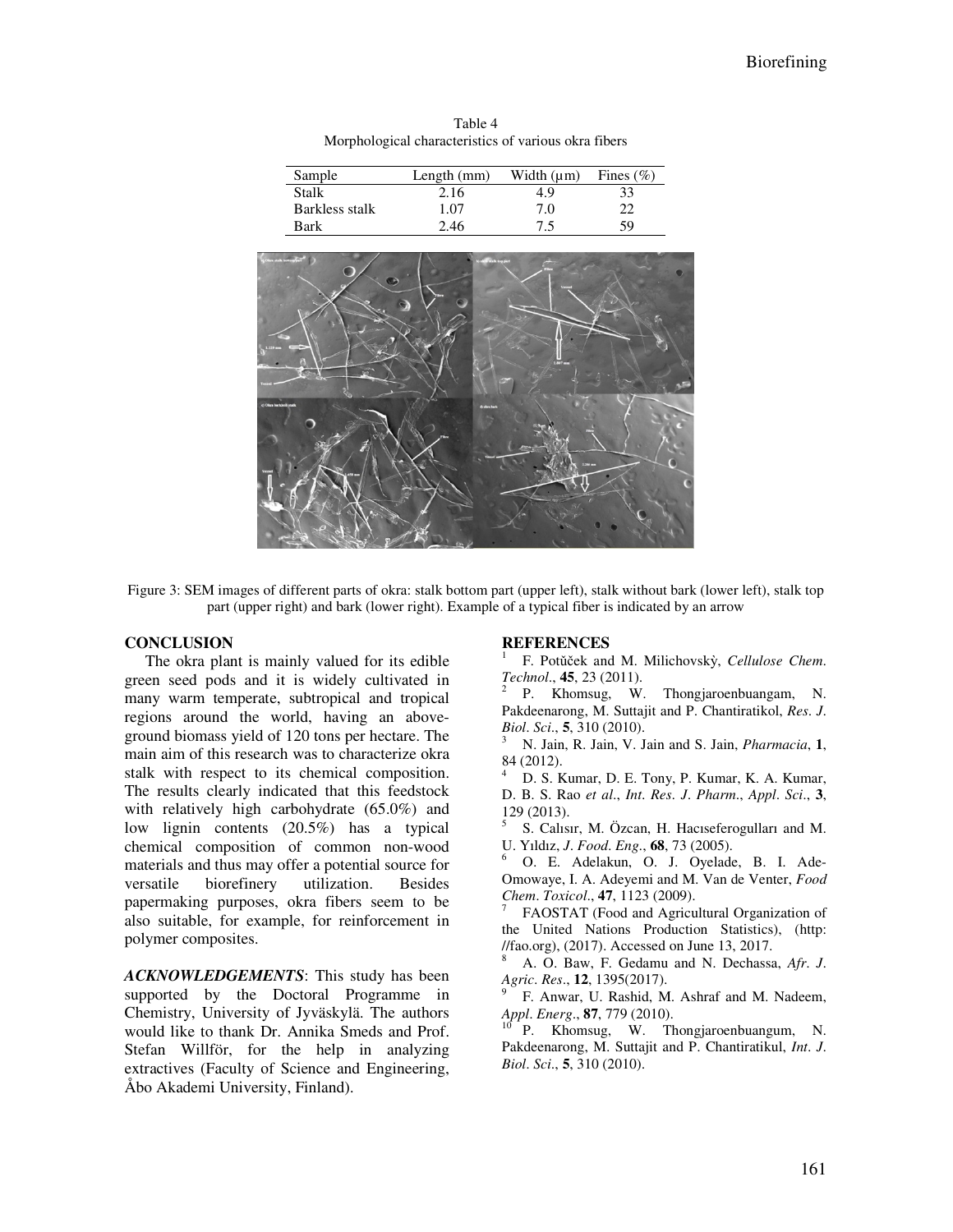Table 4
Morphological characteristics of various okra fibers

| Sample | Length (mm) | Width (μm) | Fines (%) |
|---|---|---|---|
| Stalk | 2.16 | 4.9 | 33 |
| Barkless stalk | 1.07 | 7.0 | 22 |
| Bark | 2.46 | 7.5 | 59 |

Figure 3: SEM images of different parts of okra: stalk bottom part (upper left), stalk without bark (lower left), stalk top part (upper right) and bark (lower right). Example of a typical fiber is indicated by an arrow

## CONCLUSION

The okra plant is mainly valued for its edible green seed pods and it is widely cultivated in many warm temperate, subtropical and tropical regions around the world, having an above-ground biomass yield of 120 tons per hectare. The main aim of this research was to characterize okra stalk with respect to its chemical composition. The results clearly indicated that this feedstock with relatively high carbohydrate (65.0%) and low lignin contents (20.5%) has a typical chemical composition of common non-wood materials and thus may offer a potential source for versatile biorefinery utilization. Besides papermaking purposes, okra fibers seem to be also suitable, for example, for reinforcement in polymer composites.

***ACKNOWLEDGEMENTS***: This study has been supported by the Doctoral Programme in Chemistry, University of Jyväskylä. The authors would like to thank Dr. Annika Smeds and Prof. Stefan Willför, for the help in analyzing extractives (Faculty of Science and Engineering, Åbo Akademi University, Finland).

## REFERENCES

[1] F. Potůček and M. Milichovskỳ, *Cellulose Chem. Technol.*, **45**, 23 (2011).

[2] P. Khomsug, W. Thongjaroenbuangam, N. Pakdeenarong, M. Suttajit and P. Chantiratikol, *Res. J. Biol. Sci.*, **5**, 310 (2010).

[3] N. Jain, R. Jain, V. Jain and S. Jain, *Pharmacia*, **1**, 84 (2012).

[4] D. S. Kumar, D. E. Tony, P. Kumar, K. A. Kumar, D. B. S. Rao *et al.*, *Int. Res. J. Pharm., Appl. Sci.*, **3**, 129 (2013).

[5] S. Calısır, M. Özcan, H. Hacıseferogulları and M. U. Yıldız, *J. Food. Eng.*, **68**, 73 (2005).

[6] O. E. Adelakun, O. J. Oyelade, B. I. Ade-Omowaye, I. A. Adeyemi and M. Van de Venter, *Food Chem. Toxicol.*, **47**, 1123 (2009).

[7] FAOSTAT (Food and Agricultural Organization of the United Nations Production Statistics), (http://fao.org), (2017). Accessed on June 13, 2017.

[8] A. O. Baw, F. Gedamu and N. Dechassa, *Afr. J. Agric. Res.*, **12**, 1395(2017).

[9] F. Anwar, U. Rashid, M. Ashraf and M. Nadeem, *Appl. Energ.*, **87**, 779 (2010).

[10] P. Khomsug, W. Thongjaroenbuangum, N. Pakdeenarong, M. Suttajit and P. Chantiratikul, *Int. J. Biol. Sci.*, **5**, 310 (2010).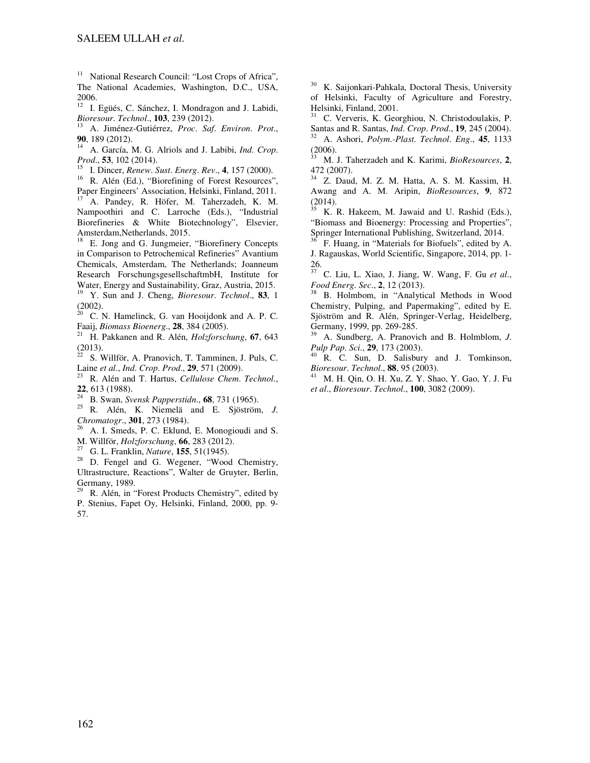[11] National Research Council: "Lost Crops of Africa", The National Academies, Washington, D.C., USA, 2006.

[12] I. Egüés, C. Sánchez, I. Mondragon and J. Labidi, *Bioresour. Technol.*, **103**, 239 (2012).

[13] A. Jiménez-Gutiérrez, *Proc. Saf. Environ. Prot.*, **90**, 189 (2012).

[14] A. García, M. G. Alriols and J. Labibi, *Ind. Crop. Prod.*, **53**, 102 (2014).

[15] I. Dincer, *Renew. Sust. Energ. Rev.*, **4**, 157 (2000).

[16] R. Alén (Ed.), "Biorefining of Forest Resources", Paper Engineers' Association, Helsinki, Finland, 2011.

[17] A. Pandey, R. Höfer, M. Taherzadeh, K. M. Nampoothiri and C. Larroche (Eds.), "Industrial Biorefineries & White Biotechnology", Elsevier, Amsterdam,Netherlands, 2015.

[18] E. Jong and G. Jungmeier, "Biorefinery Concepts in Comparison to Petrochemical Refineries" Avantium Chemicals, Amsterdam, The Netherlands; Joanneum Research ForschungsgesellschaftmbH, Institute for Water, Energy and Sustainability, Graz, Austria, 2015.

[19] Y. Sun and J. Cheng, *Bioresour. Technol.*, **83**, 1 (2002).

[20] C. N. Hamelinck, G. van Hooijdonk and A. P. C. Faaij, *Biomass Bioenerg.*, **28**, 384 (2005).

[21] H. Pakkanen and R. Alén, *Holzforschung*, **67**, 643 (2013).

[22] S. Willför, A. Pranovich, T. Tamminen, J. Puls, C. Laine *et al.*, *Ind. Crop. Prod.*, **29**, 571 (2009).

[23] R. Alén and T. Hartus, *Cellulose Chem. Technol.*, **22**, 613 (1988).

[24] B. Swan, *Svensk Papperstidn.*, **68**, 731 (1965).

[25] R. Alén, K. Niemelä and E. Sjöström, *J. Chromatogr.*, **301**, 273 (1984).

[26] A. I. Smeds, P. C. Eklund, E. Monogioudi and S. M. Willför, *Holzforschung*, **66**, 283 (2012).

[27] G. L. Franklin, *Nature*, **155**, 51(1945).

[28] D. Fengel and G. Wegener, "Wood Chemistry, Ultrastructure, Reactions", Walter de Gruyter, Berlin, Germany, 1989.

[29] R. Alén, in "Forest Products Chemistry", edited by P. Stenius, Fapet Oy, Helsinki, Finland, 2000, pp. 9-57.

[30] K. Saijonkari-Pahkala, Doctoral Thesis, University of Helsinki, Faculty of Agriculture and Forestry, Helsinki, Finland, 2001.

[31] C. Ververis, K. Georghiou, N. Christodoulakis, P. Santas and R. Santas, *Ind. Crop. Prod.*, **19**, 245 (2004).

[32] A. Ashori, *Polym.-Plast. Technol. Eng.*, **45**, 1133 (2006).

[33] M. J. Taherzadeh and K. Karimi, *BioResources*, **2**, 472 (2007).

[34] Z. Daud, M. Z. M. Hatta, A. S. M. Kassim, H. Awang and A. M. Aripin, *BioResources*, **9**, 872 (2014).

[35] K. R. Hakeem, M. Jawaid and U. Rashid (Eds.), "Biomass and Bioenergy: Processing and Properties", Springer International Publishing, Switzerland, 2014.

[36] F. Huang, in "Materials for Biofuels", edited by A. J. Ragauskas, World Scientific, Singapore, 2014, pp. 1-26.

[37] C. Liu, L. Xiao, J. Jiang, W. Wang, F. Gu *et al.*, *Food Energ. Sec.*, **2**, 12 (2013).

[38] B. Holmbom, in "Analytical Methods in Wood Chemistry, Pulping, and Papermaking", edited by E. Sjöström and R. Alén, Springer-Verlag, Heidelberg, Germany, 1999, pp. 269-285.

[39] A. Sundberg, A. Pranovich and B. Holmblom, *J. Pulp Pap. Sci.*, **29**, 173 (2003).

[40] R. C. Sun, D. Salisbury and J. Tomkinson, *Bioresour. Technol.*, **88**, 95 (2003).

[41] M. H. Qin, O. H. Xu, Z. Y. Shao, Y. Gao, Y. J. Fu *et al.*, *Bioresour. Technol.*, **100**, 3082 (2009).